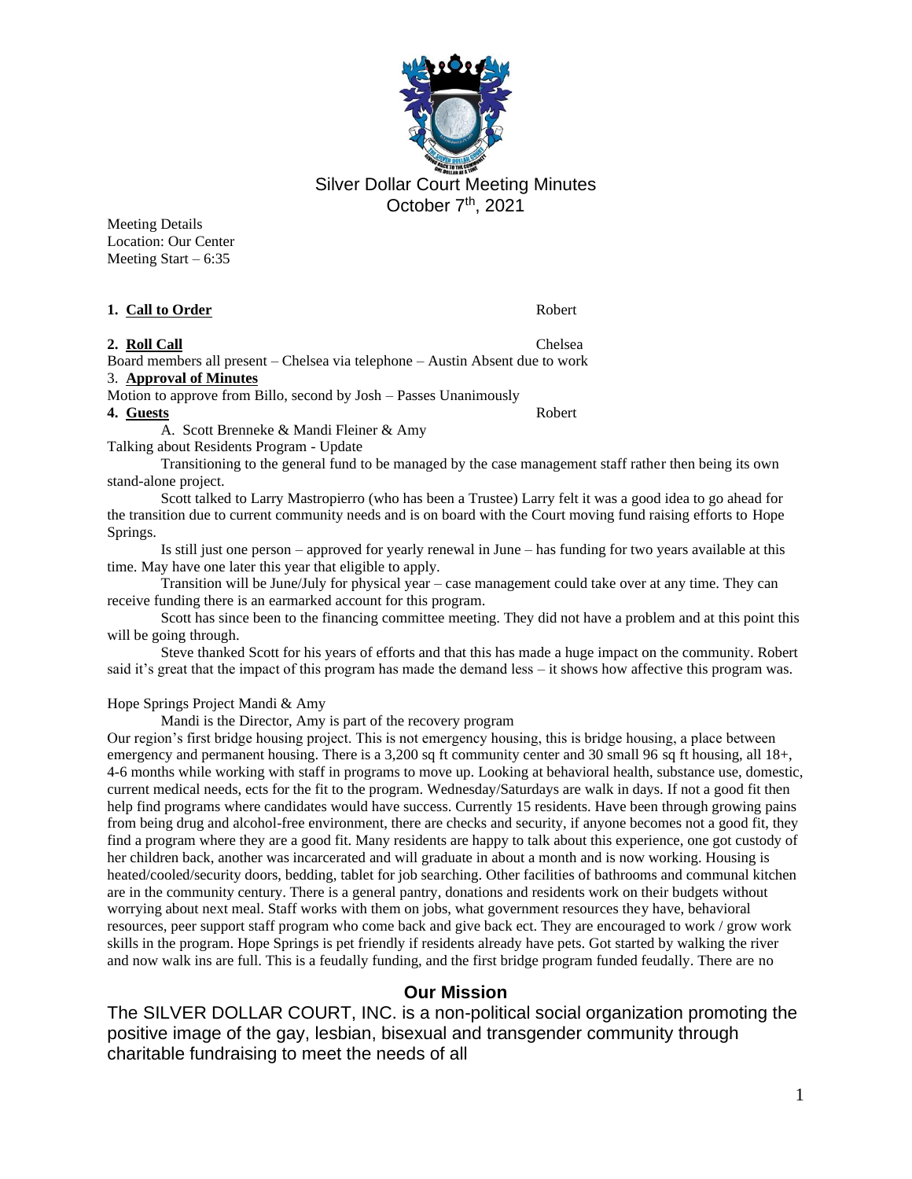# Silver Dollar Court Meeting Minutes

October 7th, 2021

Meeting Details
Location: Our Center
Meeting Start – 6:35

**1. Call to Order** Robert

**2. Roll Call** Chelsea

Board members all present – Chelsea via telephone – Austin Absent due to work

3. **Approval of Minutes**

Motion to approve from Billo, second by Josh – Passes Unanimously

**4. Guests** Robert

A. Scott Brenneke & Mandi Fleiner & Amy

Talking about Residents Program - Update

Transitioning to the general fund to be managed by the case management staff rather then being its own stand-alone project.

Scott talked to Larry Mastropierro (who has been a Trustee) Larry felt it was a good idea to go ahead for the transition due to current community needs and is on board with the Court moving fund raising efforts to Hope Springs.

Is still just one person – approved for yearly renewal in June – has funding for two years available at this time. May have one later this year that eligible to apply.

Transition will be June/July for physical year – case management could take over at any time. They can receive funding there is an earmarked account for this program.

Scott has since been to the financing committee meeting. They did not have a problem and at this point this will be going through.

Steve thanked Scott for his years of efforts and that this has made a huge impact on the community. Robert said it's great that the impact of this program has made the demand less – it shows how affective this program was.

Hope Springs Project Mandi & Amy

Mandi is the Director, Amy is part of the recovery program

Our region's first bridge housing project. This is not emergency housing, this is bridge housing, a place between emergency and permanent housing. There is a 3,200 sq ft community center and 30 small 96 sq ft housing, all 18+, 4-6 months while working with staff in programs to move up. Looking at behavioral health, substance use, domestic, current medical needs, ects for the fit to the program. Wednesday/Saturdays are walk in days. If not a good fit then help find programs where candidates would have success. Currently 15 residents. Have been through growing pains from being drug and alcohol-free environment, there are checks and security, if anyone becomes not a good fit, they find a program where they are a good fit. Many residents are happy to talk about this experience, one got custody of her children back, another was incarcerated and will graduate in about a month and is now working. Housing is heated/cooled/security doors, bedding, tablet for job searching. Other facilities of bathrooms and communal kitchen are in the community century. There is a general pantry, donations and residents work on their budgets without worrying about next meal. Staff works with them on jobs, what government resources they have, behavioral resources, peer support staff program who come back and give back ect. They are encouraged to work / grow work skills in the program. Hope Springs is pet friendly if residents already have pets. Got started by walking the river and now walk ins are full. This is a feudally funding, and the first bridge program funded feudally. There are no

## Our Mission

The SILVER DOLLAR COURT, INC. is a non-political social organization promoting the positive image of the gay, lesbian, bisexual and transgender community through charitable fundraising to meet the needs of all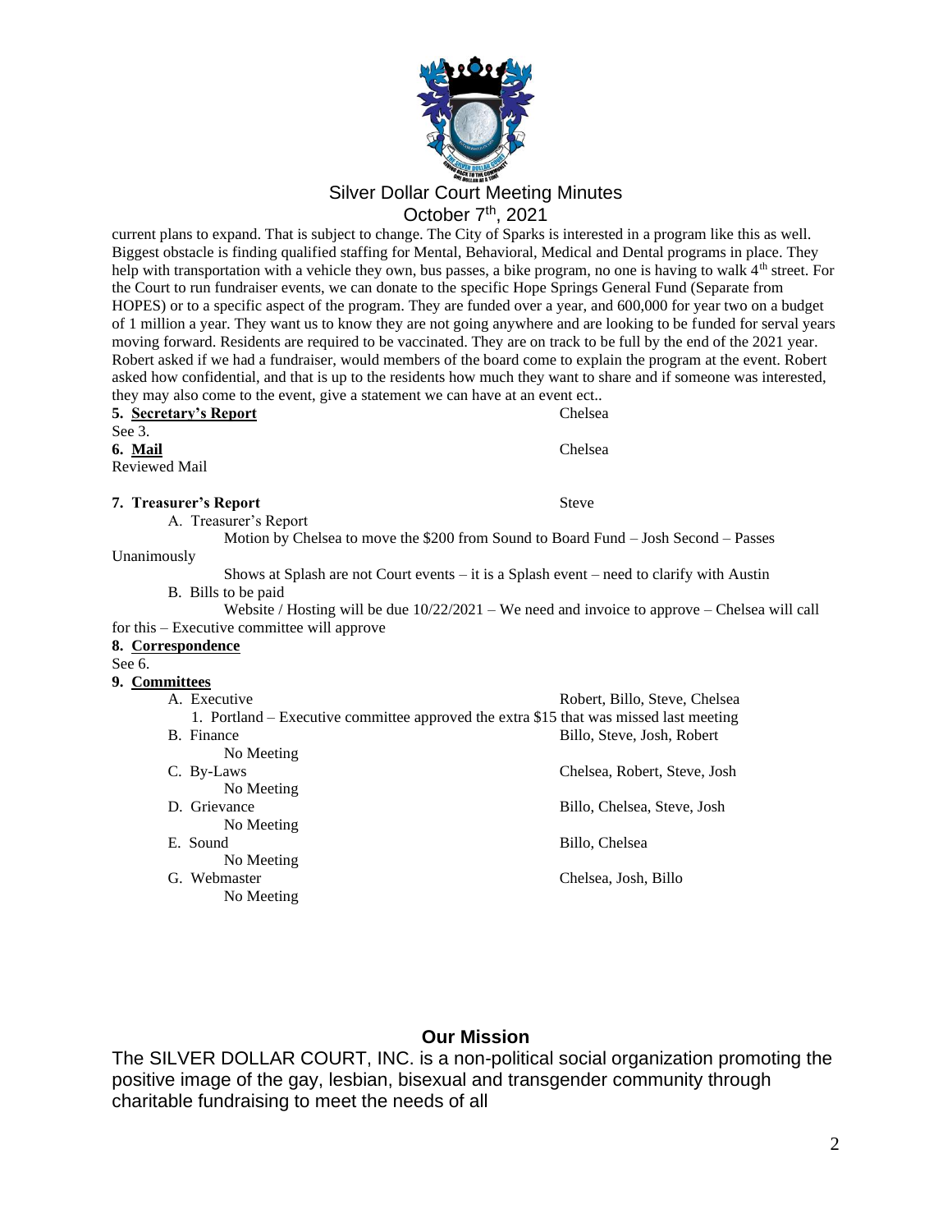# Silver Dollar Court Meeting Minutes

October 7th, 2021

current plans to expand. That is subject to change. The City of Sparks is interested in a program like this as well. Biggest obstacle is finding qualified staffing for Mental, Behavioral, Medical and Dental programs in place. They help with transportation with a vehicle they own, bus passes, a bike program, no one is having to walk 4th street. For the Court to run fundraiser events, we can donate to the specific Hope Springs General Fund (Separate from HOPES) or to a specific aspect of the program. They are funded over a year, and 600,000 for year two on a budget of 1 million a year. They want us to know they are not going anywhere and are looking to be funded for serval years moving forward. Residents are required to be vaccinated. They are on track to be full by the end of the 2021 year. Robert asked if we had a fundraiser, would members of the board come to explain the program at the event. Robert asked how confidential, and that is up to the residents how much they want to share and if someone was interested, they may also come to the event, give a statement we can have at an event ect..

**5. Secretary's Report** — Chelsea

See 3.

**6. Mail** — Chelsea

Reviewed Mail

**7. Treasurer's Report** — Steve

A. Treasurer's Report

Motion by Chelsea to move the $200 from Sound to Board Fund – Josh Second – Passes Unanimously

Shows at Splash are not Court events – it is a Splash event – need to clarify with Austin

B. Bills to be paid

Website / Hosting will be due 10/22/2021 – We need and invoice to approve – Chelsea will call for this – Executive committee will approve

**8. Correspondence**

See 6.

**9. Committees**

A. Executive — Robert, Billo, Steve, Chelsea

1. Portland – Executive committee approved the extra $15 that was missed last meeting

B. Finance — Billo, Steve, Josh, Robert

No Meeting

C. By-Laws — Chelsea, Robert, Steve, Josh

No Meeting

D. Grievance — Billo, Chelsea, Steve, Josh

No Meeting

E. Sound — Billo, Chelsea

No Meeting

G. Webmaster — Chelsea, Josh, Billo

No Meeting

**Our Mission**

The SILVER DOLLAR COURT, INC. is a non-political social organization promoting the positive image of the gay, lesbian, bisexual and transgender community through charitable fundraising to meet the needs of all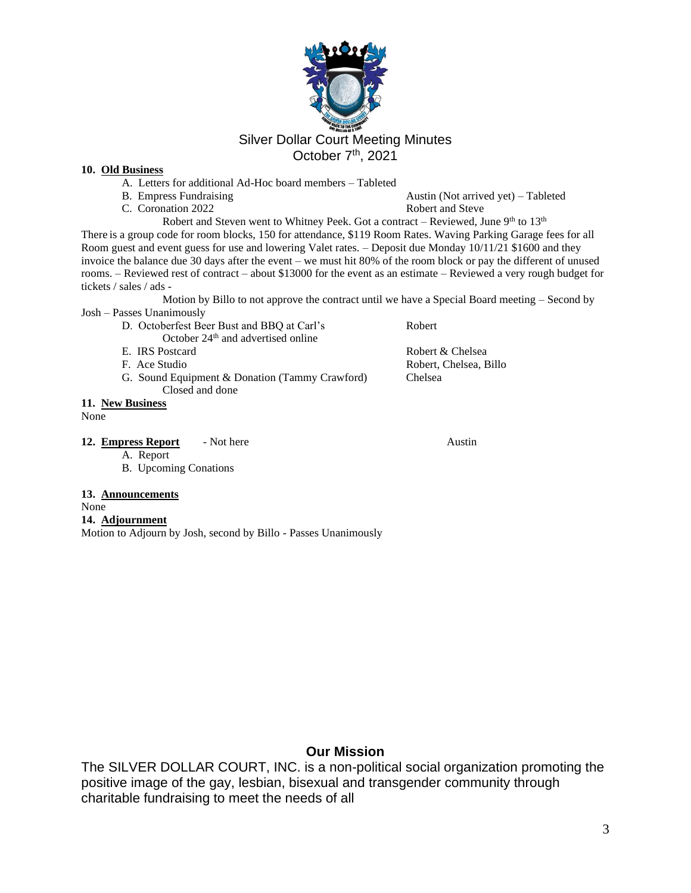Silver Dollar Court Meeting Minutes
October 7th, 2021

**10. Old Business**

- A. Letters for additional Ad-Hoc board members – Tabled
- B. Empress Fundraising — Austin (Not arrived yet) – Tabled
- C. Coronation 2022 — Robert and Steve

Robert and Steven went to Whitney Peek. Got a contract – Reviewed, June 9th to 13th There is a group code for room blocks, 150 for attendance, $119 Room Rates. Waving Parking Garage fees for all Room guest and event guess for use and lowering Valet rates. – Deposit due Monday 10/11/21 $1600 and they invoice the balance due 30 days after the event – we must hit 80% of the room block or pay the different of unused rooms. – Reviewed rest of contract – about $13000 for the event as an estimate – Reviewed a very rough budget for tickets / sales / ads -

Motion by Billo to not approve the contract until we have a Special Board meeting – Second by Josh – Passes Unanimously

- D. Octoberfest Beer Bust and BBQ at Carl's — Robert
  October 24th and advertised online
- E. IRS Postcard — Robert & Chelsea
- F. Ace Studio — Robert, Chelsea, Billo
- G. Sound Equipment & Donation (Tammy Crawford) — Chelsea
  Closed and done

**11. New Business**

None

**12. Empress Report** - Not here — Austin

- A. Report
- B. Upcoming Conations

**13. Announcements**

None

**14. Adjournment**

Motion to Adjourn by Josh, second by Billo - Passes Unanimously

**Our Mission**

The SILVER DOLLAR COURT, INC. is a non-political social organization promoting the positive image of the gay, lesbian, bisexual and transgender community through charitable fundraising to meet the needs of all